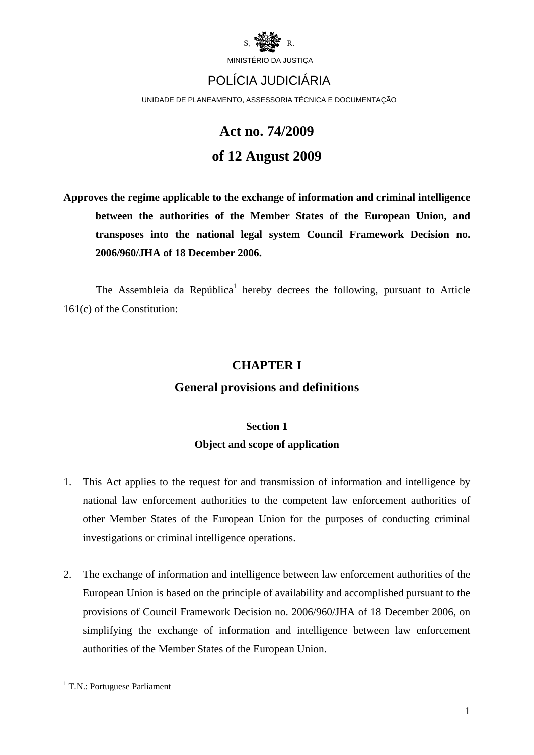S. R.

MINISTÉRIO DA JUSTIÇA

POLÍCIA JUDICIÁRIA

UNIDADE DE PLANEAMENTO, ASSESSORIA TÉCNICA E DOCUMENTAÇÃO

# Act no. 74/2009
# of 12 August 2009

**Approves the regime applicable to the exchange of information and criminal intelligence between the authorities of the Member States of the European Union, and transposes into the national legal system Council Framework Decision no. 2006/960/JHA of 18 December 2006.**

The Assembleia da República[1] hereby decrees the following, pursuant to Article 161(c) of the Constitution:

## CHAPTER I
## General provisions and definitions

### Section 1
### Object and scope of application

1. This Act applies to the request for and transmission of information and intelligence by national law enforcement authorities to the competent law enforcement authorities of other Member States of the European Union for the purposes of conducting criminal investigations or criminal intelligence operations.

2. The exchange of information and intelligence between law enforcement authorities of the European Union is based on the principle of availability and accomplished pursuant to the provisions of Council Framework Decision no. 2006/960/JHA of 18 December 2006, on simplifying the exchange of information and intelligence between law enforcement authorities of the Member States of the European Union.

[1] T.N.: Portuguese Parliament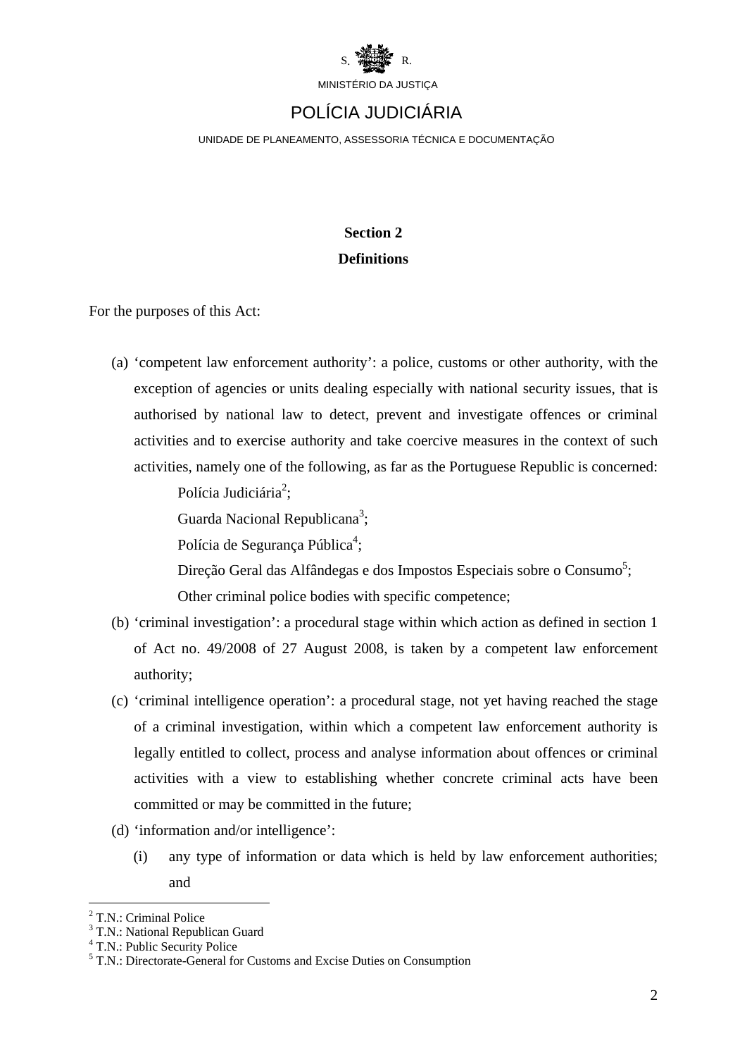## Section 2
## Definitions

For the purposes of this Act:

(a) 'competent law enforcement authority': a police, customs or other authority, with the exception of agencies or units dealing especially with national security issues, that is authorised by national law to detect, prevent and investigate offences or criminal activities and to exercise authority and take coercive measures in the context of such activities, namely one of the following, as far as the Portuguese Republic is concerned:

   Polícia Judiciária[2];

   Guarda Nacional Republicana[3];

   Polícia de Segurança Pública[4];

   Direção Geral das Alfândegas e dos Impostos Especiais sobre o Consumo[5];

   Other criminal police bodies with specific competence;

(b) 'criminal investigation': a procedural stage within which action as defined in section 1 of Act no. 49/2008 of 27 August 2008, is taken by a competent law enforcement authority;

(c) 'criminal intelligence operation': a procedural stage, not yet having reached the stage of a criminal investigation, within which a competent law enforcement authority is legally entitled to collect, process and analyse information about offences or criminal activities with a view to establishing whether concrete criminal acts have been committed or may be committed in the future;

(d) 'information and/or intelligence':

   (i) any type of information or data which is held by law enforcement authorities; and

---

[2] T.N.: Criminal Police

[3] T.N.: National Republican Guard

[4] T.N.: Public Security Police

[5] T.N.: Directorate-General for Customs and Excise Duties on Consumption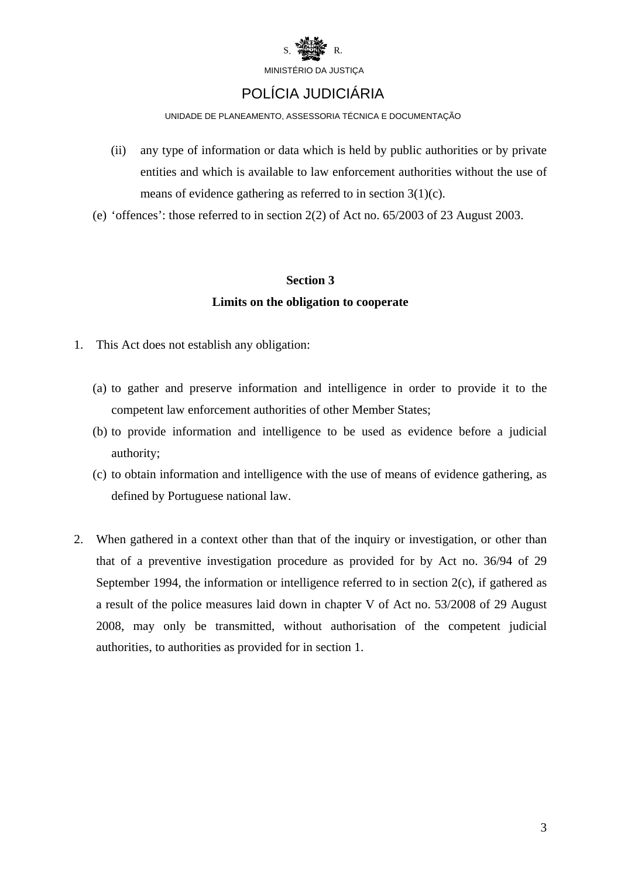(ii) any type of information or data which is held by public authorities or by private entities and which is available to law enforcement authorities without the use of means of evidence gathering as referred to in section 3(1)(c).

(e) ‘offences’: those referred to in section 2(2) of Act no. 65/2003 of 23 August 2003.

### Section 3
### Limits on the obligation to cooperate

1. This Act does not establish any obligation:

   (a) to gather and preserve information and intelligence in order to provide it to the competent law enforcement authorities of other Member States;

   (b) to provide information and intelligence to be used as evidence before a judicial authority;

   (c) to obtain information and intelligence with the use of means of evidence gathering, as defined by Portuguese national law.

2. When gathered in a context other than that of the inquiry or investigation, or other than that of a preventive investigation procedure as provided for by Act no. 36/94 of 29 September 1994, the information or intelligence referred to in section 2(c), if gathered as a result of the police measures laid down in chapter V of Act no. 53/2008 of 29 August 2008, may only be transmitted, without authorisation of the competent judicial authorities, to authorities as provided for in section 1.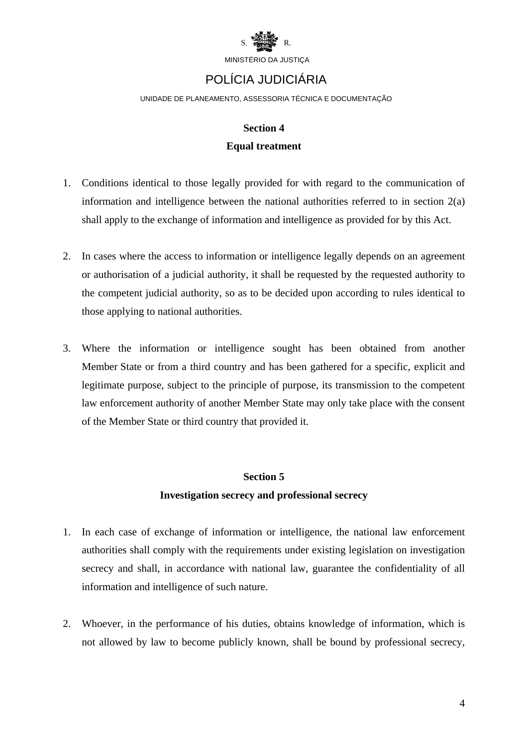## Section 4
## Equal treatment

1. Conditions identical to those legally provided for with regard to the communication of information and intelligence between the national authorities referred to in section 2(a) shall apply to the exchange of information and intelligence as provided for by this Act.

2. In cases where the access to information or intelligence legally depends on an agreement or authorisation of a judicial authority, it shall be requested by the requested authority to the competent judicial authority, so as to be decided upon according to rules identical to those applying to national authorities.

3. Where the information or intelligence sought has been obtained from another Member State or from a third country and has been gathered for a specific, explicit and legitimate purpose, subject to the principle of purpose, its transmission to the competent law enforcement authority of another Member State may only take place with the consent of the Member State or third country that provided it.

## Section 5
## Investigation secrecy and professional secrecy

1. In each case of exchange of information or intelligence, the national law enforcement authorities shall comply with the requirements under existing legislation on investigation secrecy and shall, in accordance with national law, guarantee the confidentiality of all information and intelligence of such nature.

2. Whoever, in the performance of his duties, obtains knowledge of information, which is not allowed by law to become publicly known, shall be bound by professional secrecy,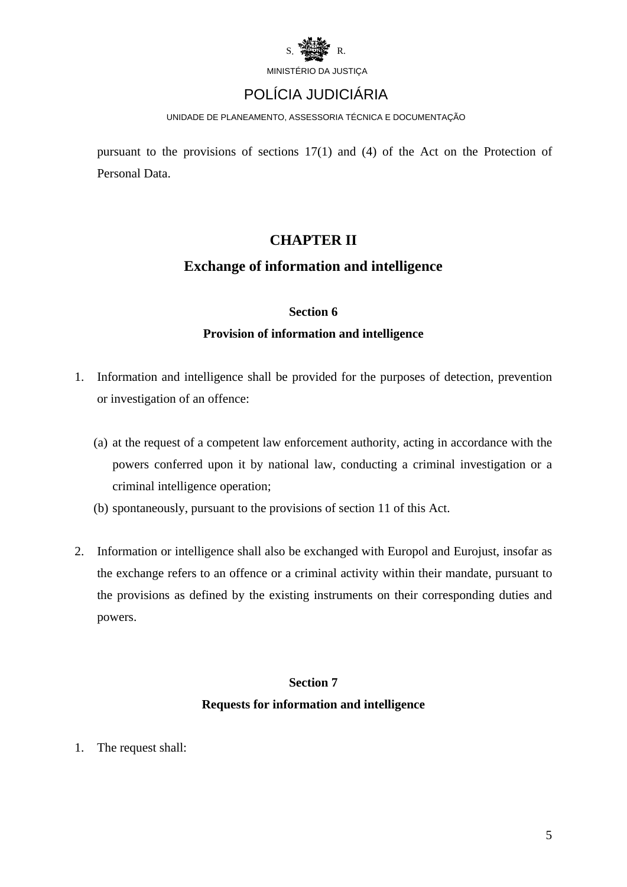pursuant to the provisions of sections 17(1) and (4) of the Act on the Protection of Personal Data.

## CHAPTER II

## Exchange of information and intelligence

### Section 6

### Provision of information and intelligence

1. Information and intelligence shall be provided for the purposes of detection, prevention or investigation of an offence:

   (a) at the request of a competent law enforcement authority, acting in accordance with the powers conferred upon it by national law, conducting a criminal investigation or a criminal intelligence operation;

   (b) spontaneously, pursuant to the provisions of section 11 of this Act.

2. Information or intelligence shall also be exchanged with Europol and Eurojust, insofar as the exchange refers to an offence or a criminal activity within their mandate, pursuant to the provisions as defined by the existing instruments on their corresponding duties and powers.

### Section 7

### Requests for information and intelligence

1. The request shall: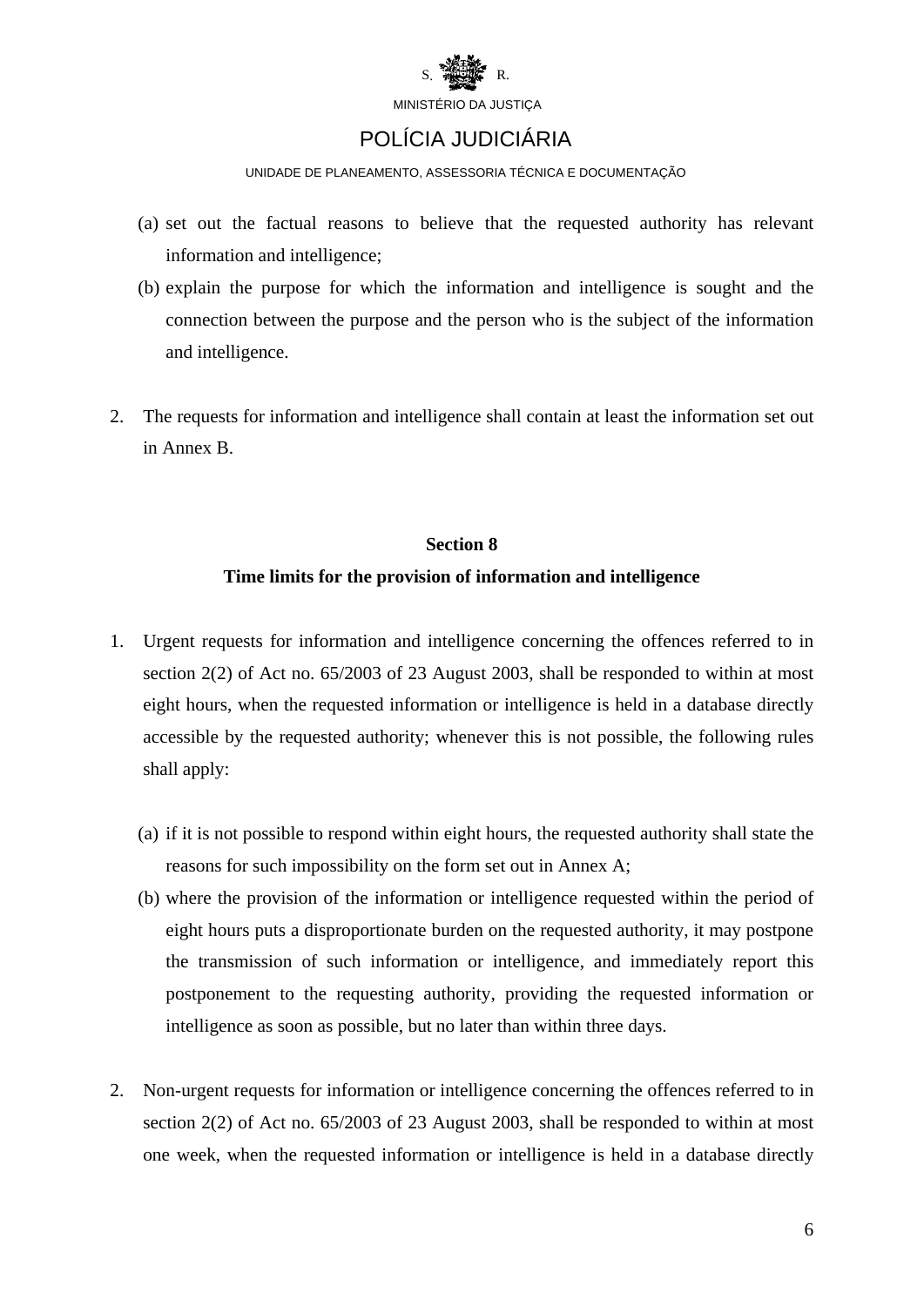(a) set out the factual reasons to believe that the requested authority has relevant information and intelligence;

(b) explain the purpose for which the information and intelligence is sought and the connection between the purpose and the person who is the subject of the information and intelligence.

2. The requests for information and intelligence shall contain at least the information set out in Annex B.

**Section 8**

**Time limits for the provision of information and intelligence**

1. Urgent requests for information and intelligence concerning the offences referred to in section 2(2) of Act no. 65/2003 of 23 August 2003, shall be responded to within at most eight hours, when the requested information or intelligence is held in a database directly accessible by the requested authority; whenever this is not possible, the following rules shall apply:

   (a) if it is not possible to respond within eight hours, the requested authority shall state the reasons for such impossibility on the form set out in Annex A;

   (b) where the provision of the information or intelligence requested within the period of eight hours puts a disproportionate burden on the requested authority, it may postpone the transmission of such information or intelligence, and immediately report this postponement to the requesting authority, providing the requested information or intelligence as soon as possible, but no later than within three days.

2. Non-urgent requests for information or intelligence concerning the offences referred to in section 2(2) of Act no. 65/2003 of 23 August 2003, shall be responded to within at most one week, when the requested information or intelligence is held in a database directly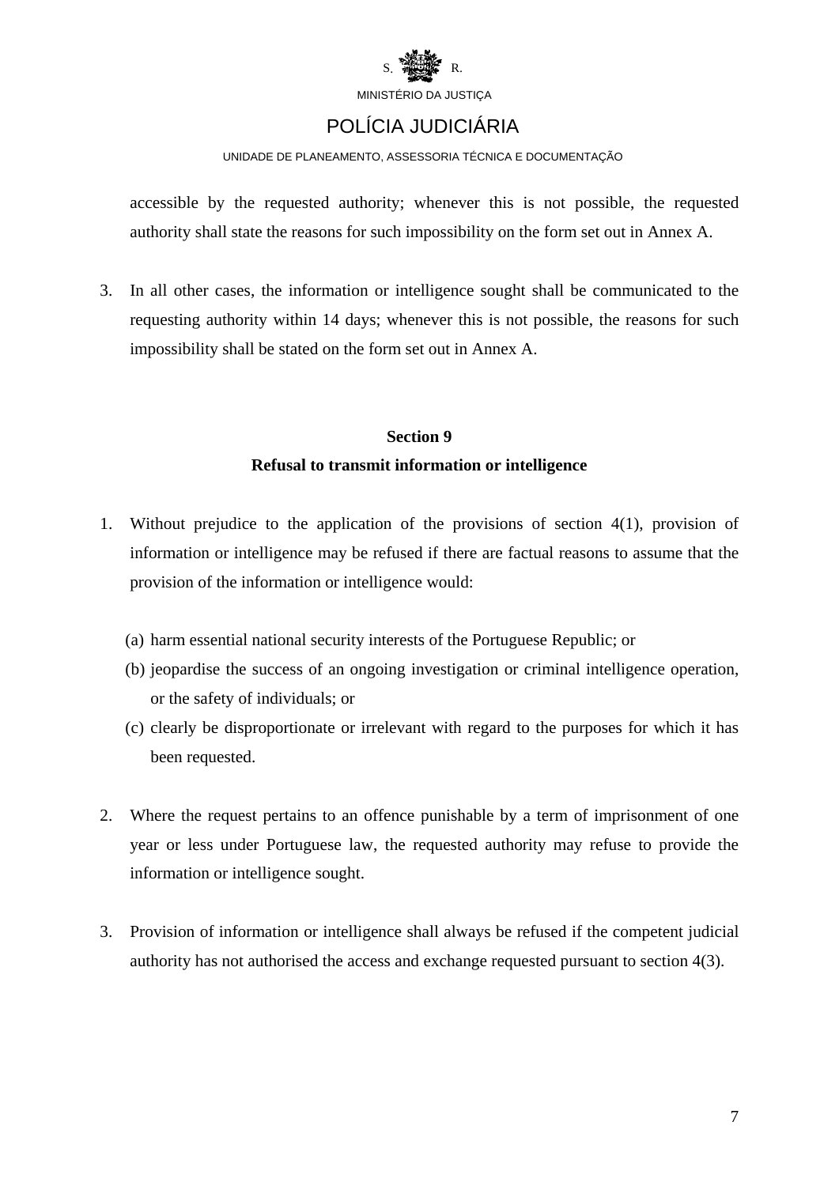accessible by the requested authority; whenever this is not possible, the requested authority shall state the reasons for such impossibility on the form set out in Annex A.

3. In all other cases, the information or intelligence sought shall be communicated to the requesting authority within 14 days; whenever this is not possible, the reasons for such impossibility shall be stated on the form set out in Annex A.

## Section 9
## Refusal to transmit information or intelligence

1. Without prejudice to the application of the provisions of section 4(1), provision of information or intelligence may be refused if there are factual reasons to assume that the provision of the information or intelligence would:

   (a) harm essential national security interests of the Portuguese Republic; or
   (b) jeopardise the success of an ongoing investigation or criminal intelligence operation, or the safety of individuals; or
   (c) clearly be disproportionate or irrelevant with regard to the purposes for which it has been requested.

2. Where the request pertains to an offence punishable by a term of imprisonment of one year or less under Portuguese law, the requested authority may refuse to provide the information or intelligence sought.

3. Provision of information or intelligence shall always be refused if the competent judicial authority has not authorised the access and exchange requested pursuant to section 4(3).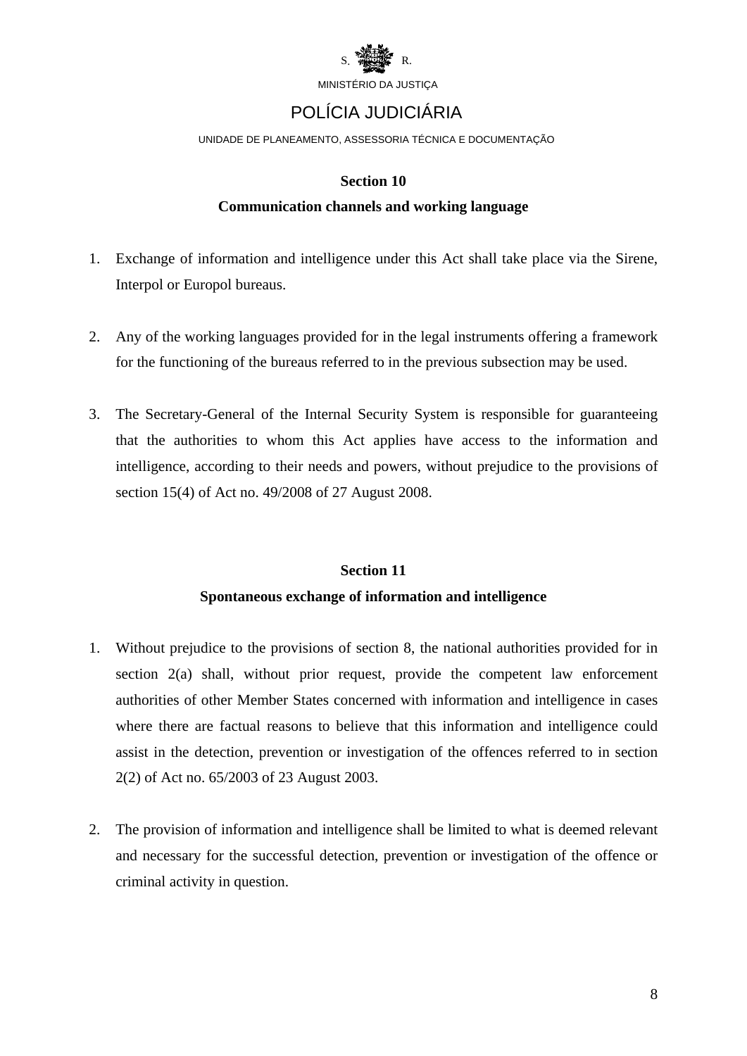## Section 10

### Communication channels and working language

1. Exchange of information and intelligence under this Act shall take place via the Sirene, Interpol or Europol bureaus.

2. Any of the working languages provided for in the legal instruments offering a framework for the functioning of the bureaus referred to in the previous subsection may be used.

3. The Secretary-General of the Internal Security System is responsible for guaranteeing that the authorities to whom this Act applies have access to the information and intelligence, according to their needs and powers, without prejudice to the provisions of section 15(4) of Act no. 49/2008 of 27 August 2008.

## Section 11

### Spontaneous exchange of information and intelligence

1. Without prejudice to the provisions of section 8, the national authorities provided for in section 2(a) shall, without prior request, provide the competent law enforcement authorities of other Member States concerned with information and intelligence in cases where there are factual reasons to believe that this information and intelligence could assist in the detection, prevention or investigation of the offences referred to in section 2(2) of Act no. 65/2003 of 23 August 2003.

2. The provision of information and intelligence shall be limited to what is deemed relevant and necessary for the successful detection, prevention or investigation of the offence or criminal activity in question.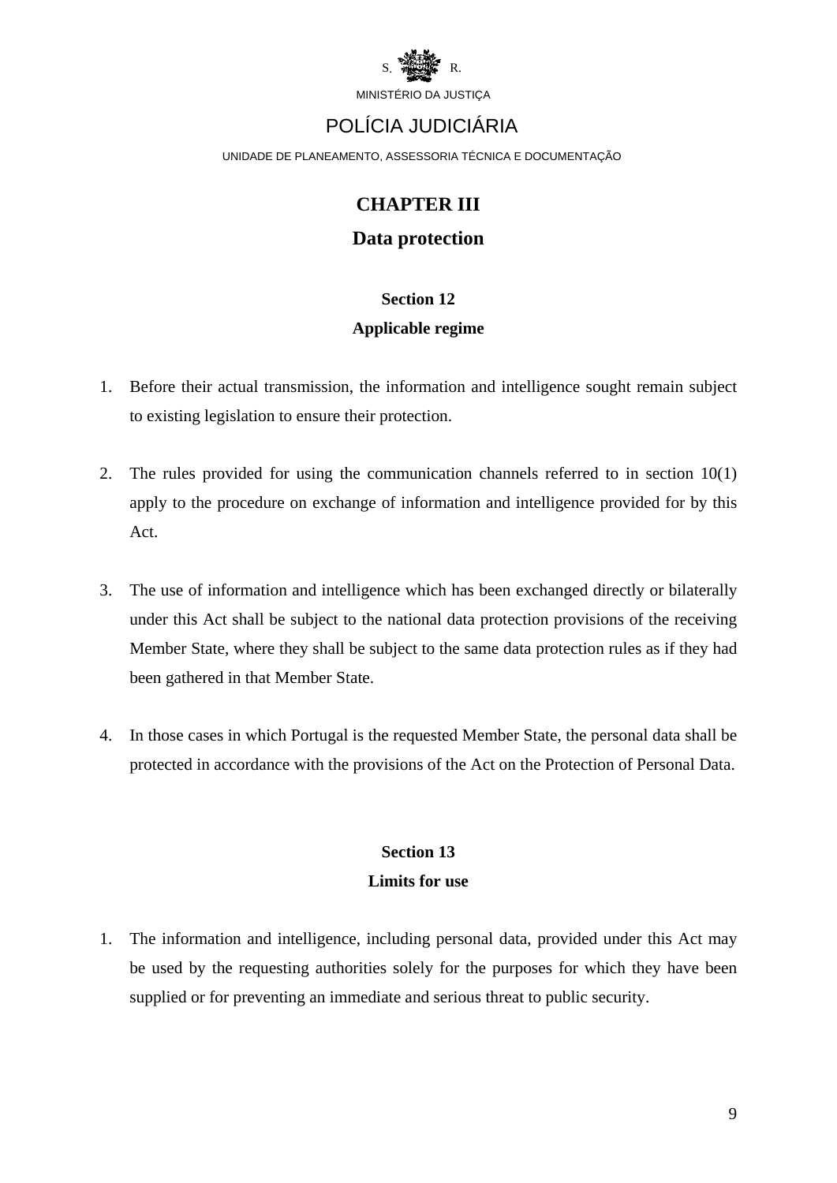## CHAPTER III

## Data protection

### Section 12

### Applicable regime

1. Before their actual transmission, the information and intelligence sought remain subject to existing legislation to ensure their protection.

2. The rules provided for using the communication channels referred to in section 10(1) apply to the procedure on exchange of information and intelligence provided for by this Act.

3. The use of information and intelligence which has been exchanged directly or bilaterally under this Act shall be subject to the national data protection provisions of the receiving Member State, where they shall be subject to the same data protection rules as if they had been gathered in that Member State.

4. In those cases in which Portugal is the requested Member State, the personal data shall be protected in accordance with the provisions of the Act on the Protection of Personal Data.

### Section 13

### Limits for use

1. The information and intelligence, including personal data, provided under this Act may be used by the requesting authorities solely for the purposes for which they have been supplied or for preventing an immediate and serious threat to public security.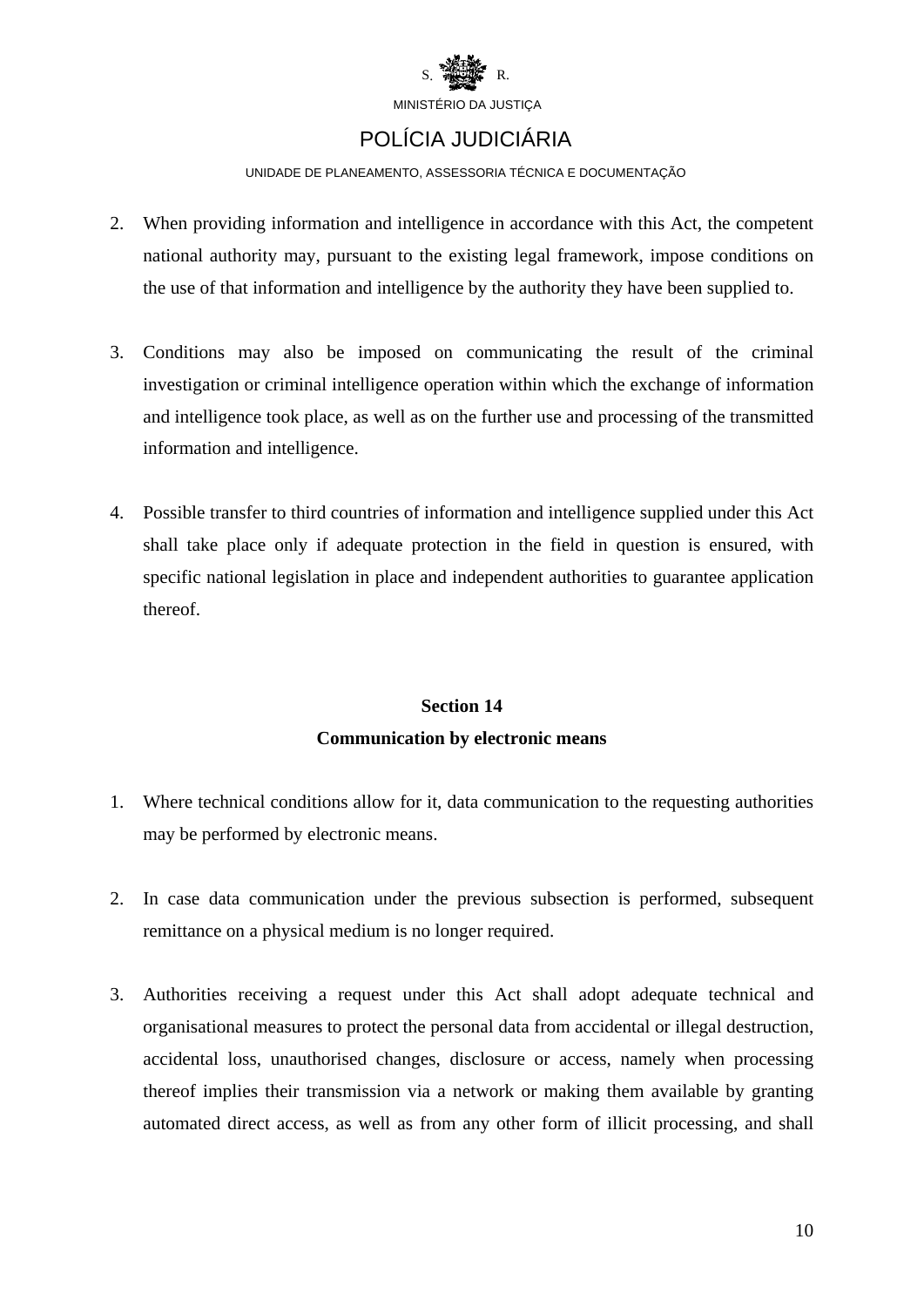2. When providing information and intelligence in accordance with this Act, the competent national authority may, pursuant to the existing legal framework, impose conditions on the use of that information and intelligence by the authority they have been supplied to.

3. Conditions may also be imposed on communicating the result of the criminal investigation or criminal intelligence operation within which the exchange of information and intelligence took place, as well as on the further use and processing of the transmitted information and intelligence.

4. Possible transfer to third countries of information and intelligence supplied under this Act shall take place only if adequate protection in the field in question is ensured, with specific national legislation in place and independent authorities to guarantee application thereof.

### Section 14
### Communication by electronic means

1. Where technical conditions allow for it, data communication to the requesting authorities may be performed by electronic means.

2. In case data communication under the previous subsection is performed, subsequent remittance on a physical medium is no longer required.

3. Authorities receiving a request under this Act shall adopt adequate technical and organisational measures to protect the personal data from accidental or illegal destruction, accidental loss, unauthorised changes, disclosure or access, namely when processing thereof implies their transmission via a network or making them available by granting automated direct access, as well as from any other form of illicit processing, and shall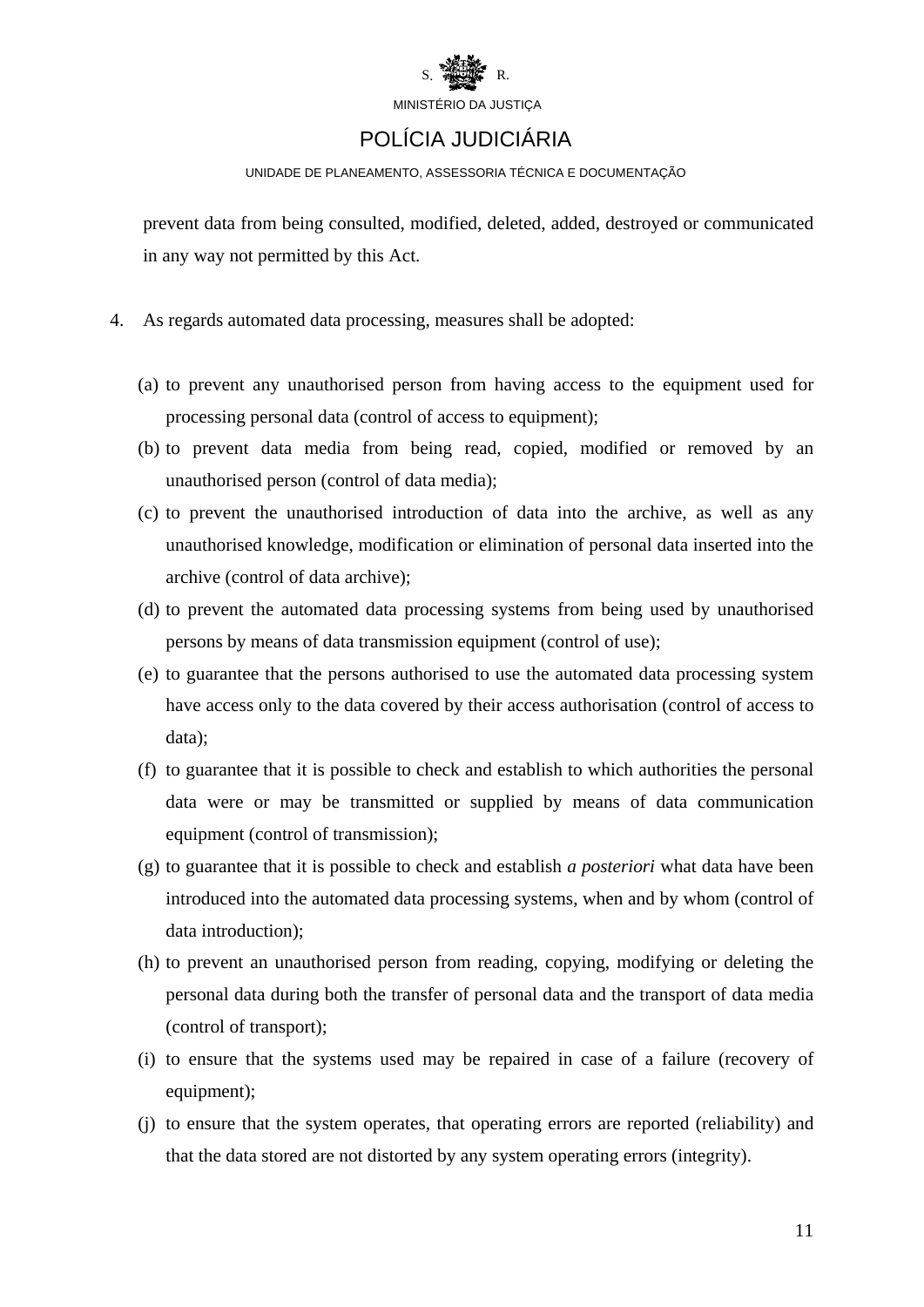prevent data from being consulted, modified, deleted, added, destroyed or communicated in any way not permitted by this Act.

4. As regards automated data processing, measures shall be adopted:

   (a) to prevent any unauthorised person from having access to the equipment used for processing personal data (control of access to equipment);
   (b) to prevent data media from being read, copied, modified or removed by an unauthorised person (control of data media);
   (c) to prevent the unauthorised introduction of data into the archive, as well as any unauthorised knowledge, modification or elimination of personal data inserted into the archive (control of data archive);
   (d) to prevent the automated data processing systems from being used by unauthorised persons by means of data transmission equipment (control of use);
   (e) to guarantee that the persons authorised to use the automated data processing system have access only to the data covered by their access authorisation (control of access to data);
   (f) to guarantee that it is possible to check and establish to which authorities the personal data were or may be transmitted or supplied by means of data communication equipment (control of transmission);
   (g) to guarantee that it is possible to check and establish *a posteriori* what data have been introduced into the automated data processing systems, when and by whom (control of data introduction);
   (h) to prevent an unauthorised person from reading, copying, modifying or deleting the personal data during both the transfer of personal data and the transport of data media (control of transport);
   (i) to ensure that the systems used may be repaired in case of a failure (recovery of equipment);
   (j) to ensure that the system operates, that operating errors are reported (reliability) and that the data stored are not distorted by any system operating errors (integrity).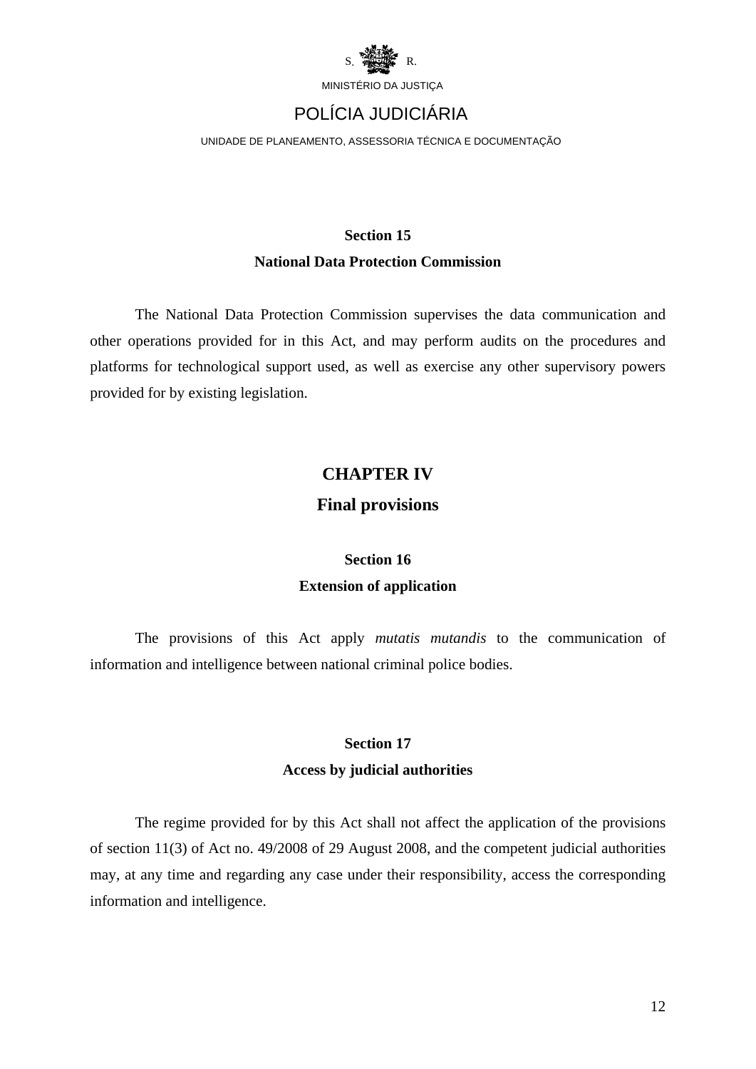### Section 15

### National Data Protection Commission

The National Data Protection Commission supervises the data communication and other operations provided for in this Act, and may perform audits on the procedures and platforms for technological support used, as well as exercise any other supervisory powers provided for by existing legislation.

## CHAPTER IV

## Final provisions

### Section 16

### Extension of application

The provisions of this Act apply *mutatis mutandis* to the communication of information and intelligence between national criminal police bodies.

### Section 17

### Access by judicial authorities

The regime provided for by this Act shall not affect the application of the provisions of section 11(3) of Act no. 49/2008 of 29 August 2008, and the competent judicial authorities may, at any time and regarding any case under their responsibility, access the corresponding information and intelligence.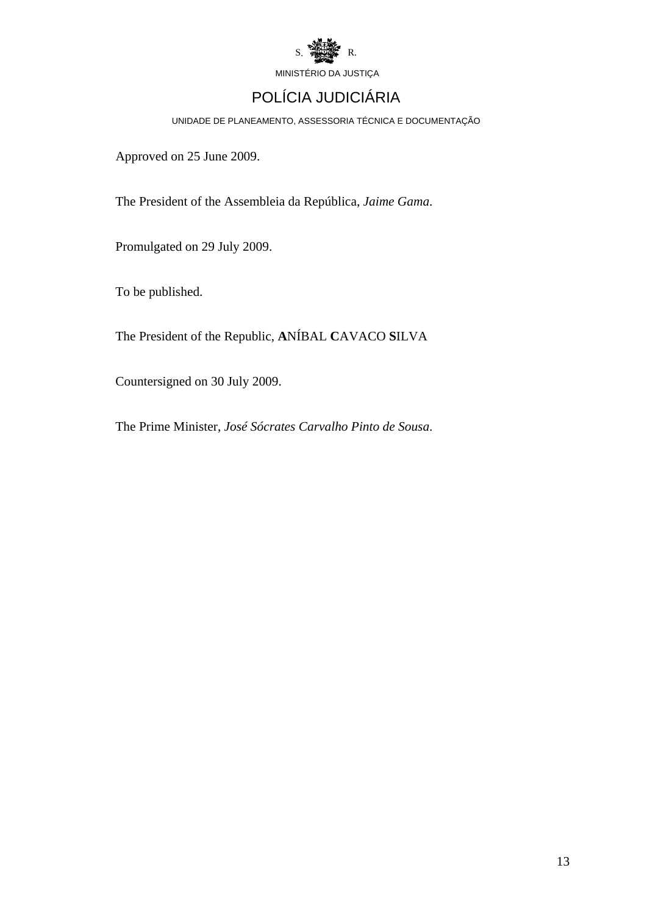Approved on 25 June 2009.

The President of the Assembleia da República, *Jaime Gama*.

Promulgated on 29 July 2009.

To be published.

The President of the Republic, **A**NÍBAL **C**AVACO **S**ILVA

Countersigned on 30 July 2009.

The Prime Minister, *José Sócrates Carvalho Pinto de Sousa*.